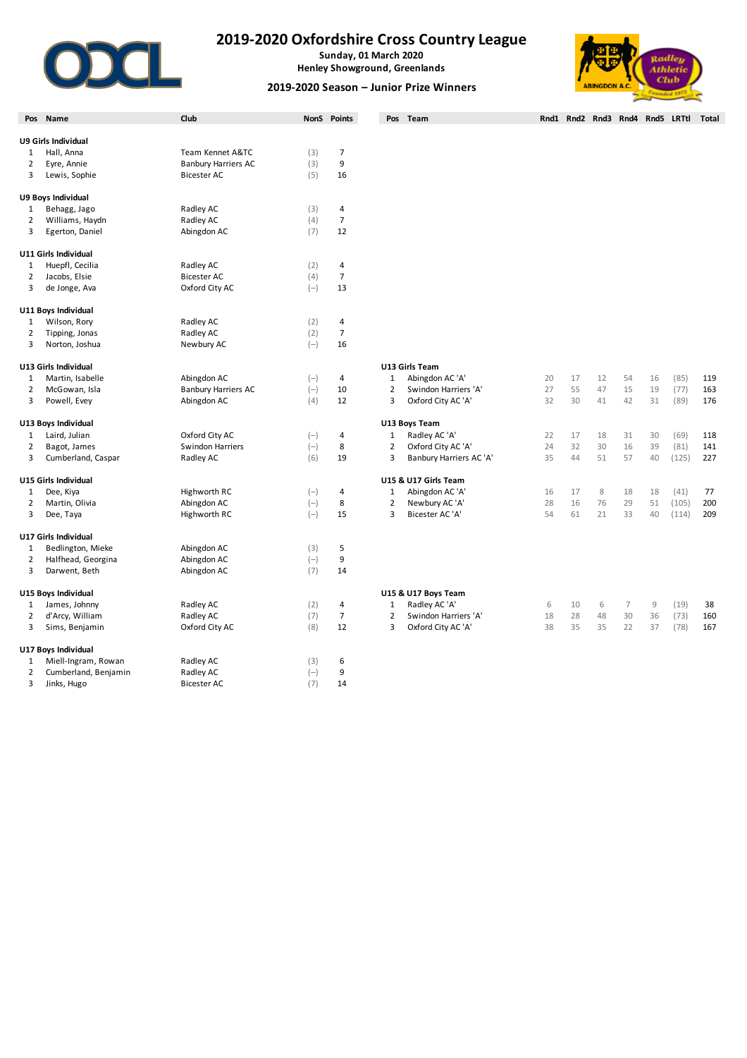# 2019-2020 Oxfordshire Cross Country League

**Sunday, 01 March 2020**
**Henley Showground, Greenlands**

## 2019-2020 Season – Junior Prize Winners

| Pos | Name | Club | NonS | Points |
|---|---|---|---|---|
| **U9 Girls Individual** | | | | |
| 1 | Hall, Anna | Team Kennet A&TC | (3) | 7 |
| 2 | Eyre, Annie | Banbury Harriers AC | (3) | 9 |
| 3 | Lewis, Sophie | Bicester AC | (5) | 16 |
| **U9 Boys Individual** | | | | |
| 1 | Behagg, Jago | Radley AC | (3) | 4 |
| 2 | Williams, Haydn | Radley AC | (4) | 7 |
| 3 | Egerton, Daniel | Abingdon AC | (7) | 12 |
| **U11 Girls Individual** | | | | |
| 1 | Huepfl, Cecilia | Radley AC | (2) | 4 |
| 2 | Jacobs, Elsie | Bicester AC | (4) | 7 |
| 3 | de Jonge, Ava | Oxford City AC | (–) | 13 |
| **U11 Boys Individual** | | | | |
| 1 | Wilson, Rory | Radley AC | (2) | 4 |
| 2 | Tipping, Jonas | Radley AC | (2) | 7 |
| 3 | Norton, Joshua | Newbury AC | (–) | 16 |
| **U13 Girls Individual** | | | | |
| 1 | Martin, Isabelle | Abingdon AC | (–) | 4 |
| 2 | McGowan, Isla | Banbury Harriers AC | (–) | 10 |
| 3 | Powell, Evey | Abingdon AC | (4) | 12 |
| **U13 Boys Individual** | | | | |
| 1 | Laird, Julian | Oxford City AC | (–) | 4 |
| 2 | Bagot, James | Swindon Harriers | (–) | 8 |
| 3 | Cumberland, Caspar | Radley AC | (6) | 19 |
| **U15 Girls Individual** | | | | |
| 1 | Dee, Kiya | Highworth RC | (–) | 4 |
| 2 | Martin, Olivia | Abingdon AC | (–) | 8 |
| 3 | Dee, Taya | Highworth RC | (–) | 15 |
| **U17 Girls Individual** | | | | |
| 1 | Bedlington, Mieke | Abingdon AC | (3) | 5 |
| 2 | Halfhead, Georgina | Abingdon AC | (–) | 9 |
| 3 | Darwent, Beth | Abingdon AC | (7) | 14 |
| **U15 Boys Individual** | | | | |
| 1 | James, Johnny | Radley AC | (2) | 4 |
| 2 | d'Arcy, William | Radley AC | (7) | 7 |
| 3 | Sims, Benjamin | Oxford City AC | (8) | 12 |
| **U17 Boys Individual** | | | | |
| 1 | Miell-Ingram, Rowan | Radley AC | (3) | 6 |
| 2 | Cumberland, Benjamin | Radley AC | (–) | 9 |
| 3 | Jinks, Hugo | Bicester AC | (7) | 14 |

| Pos | Team | Rnd1 | Rnd2 | Rnd3 | Rnd4 | Rnd5 | LRTtl | Total |
|---|---|---|---|---|---|---|---|---|
| **U13 Girls Team** | | | | | | | | |
| 1 | Abingdon AC 'A' | 20 | 17 | 12 | 54 | 16 | (85) | 119 |
| 2 | Swindon Harriers 'A' | 27 | 55 | 47 | 15 | 19 | (77) | 163 |
| 3 | Oxford City AC 'A' | 32 | 30 | 41 | 42 | 31 | (89) | 176 |
| **U13 Boys Team** | | | | | | | | |
| 1 | Radley AC 'A' | 22 | 17 | 18 | 31 | 30 | (69) | 118 |
| 2 | Oxford City AC 'A' | 24 | 32 | 30 | 16 | 39 | (81) | 141 |
| 3 | Banbury Harriers AC 'A' | 35 | 44 | 51 | 57 | 40 | (125) | 227 |
| **U15 & U17 Girls Team** | | | | | | | | |
| 1 | Abingdon AC 'A' | 16 | 17 | 8 | 18 | 18 | (41) | 77 |
| 2 | Newbury AC 'A' | 28 | 16 | 76 | 29 | 51 | (105) | 200 |
| 3 | Bicester AC 'A' | 54 | 61 | 21 | 33 | 40 | (114) | 209 |
| **U15 & U17 Boys Team** | | | | | | | | |
| 1 | Radley AC 'A' | 6 | 10 | 6 | 7 | 9 | (19) | 38 |
| 2 | Swindon Harriers 'A' | 18 | 28 | 48 | 30 | 36 | (73) | 160 |
| 3 | Oxford City AC 'A' | 38 | 35 | 35 | 22 | 37 | (78) | 167 |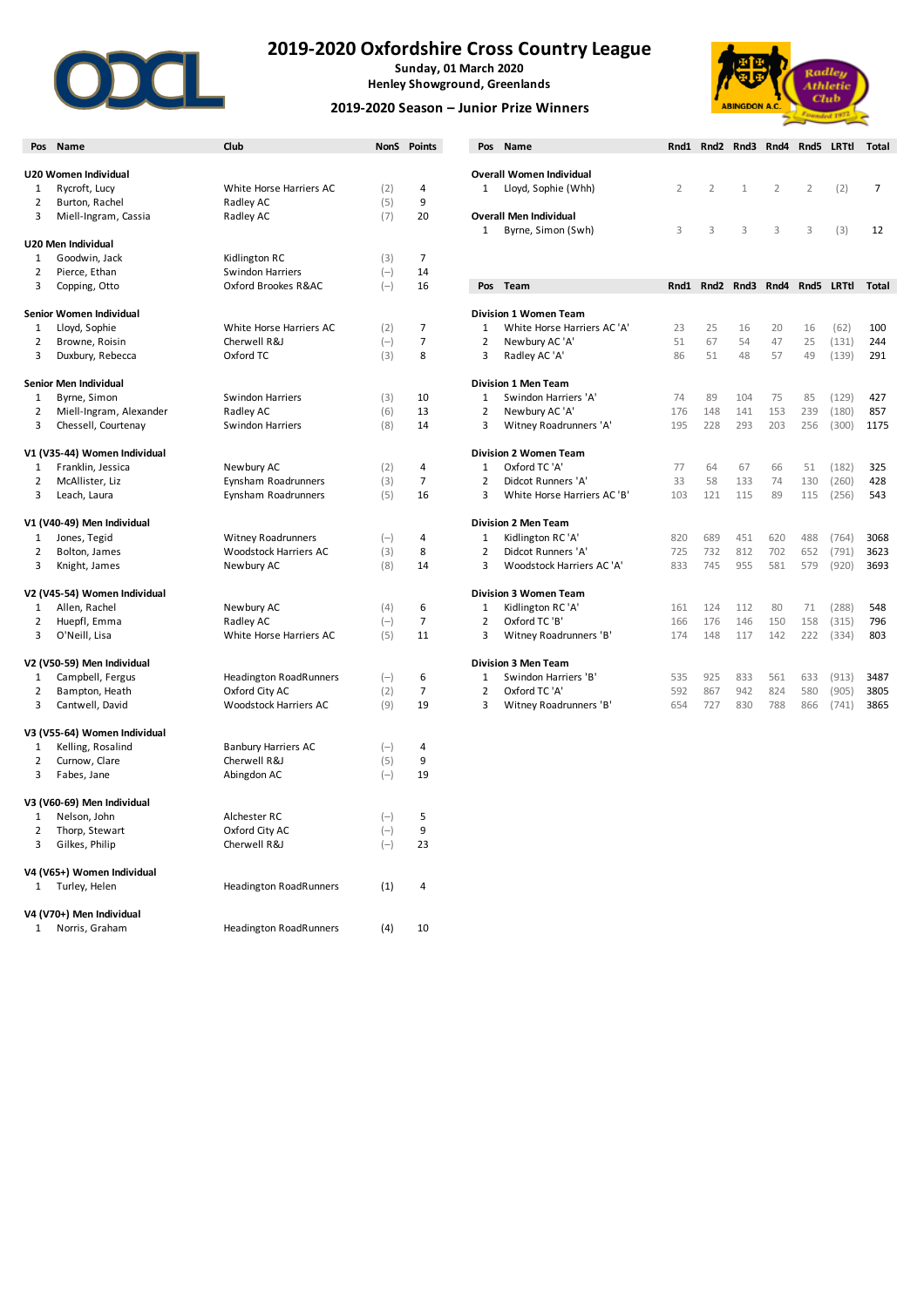# 2019-2020 Oxfordshire Cross Country League

**Sunday, 01 March 2020**
**Henley Showground, Greenlands**

**2019-2020 Season – Junior Prize Winners**

| Pos | Name | Club | NonS | Points |
|---|---|---|---|---|
| **U20 Women Individual** | | | | |
| 1 | Rycroft, Lucy | White Horse Harriers AC | (2) | 4 |
| 2 | Burton, Rachel | Radley AC | (5) | 9 |
| 3 | Miell-Ingram, Cassia | Radley AC | (7) | 20 |
| **U20 Men Individual** | | | | |
| 1 | Goodwin, Jack | Kidlington RC | (3) | 7 |
| 2 | Pierce, Ethan | Swindon Harriers | (–) | 14 |
| 3 | Copping, Otto | Oxford Brookes R&AC | (–) | 16 |
| **Senior Women Individual** | | | | |
| 1 | Lloyd, Sophie | White Horse Harriers AC | (2) | 7 |
| 2 | Browne, Roisin | Cherwell R&J | (–) | 7 |
| 3 | Duxbury, Rebecca | Oxford TC | (3) | 8 |
| **Senior Men Individual** | | | | |
| 1 | Byrne, Simon | Swindon Harriers | (3) | 10 |
| 2 | Miell-Ingram, Alexander | Radley AC | (6) | 13 |
| 3 | Chessell, Courtenay | Swindon Harriers | (8) | 14 |
| **V1 (V35-44) Women Individual** | | | | |
| 1 | Franklin, Jessica | Newbury AC | (2) | 4 |
| 2 | McAllister, Liz | Eynsham Roadrunners | (3) | 7 |
| 3 | Leach, Laura | Eynsham Roadrunners | (5) | 16 |
| **V1 (V40-49) Men Individual** | | | | |
| 1 | Jones, Tegid | Witney Roadrunners | (–) | 4 |
| 2 | Bolton, James | Woodstock Harriers AC | (3) | 8 |
| 3 | Knight, James | Newbury AC | (8) | 14 |
| **V2 (V45-54) Women Individual** | | | | |
| 1 | Allen, Rachel | Newbury AC | (4) | 6 |
| 2 | Huepfl, Emma | Radley AC | (–) | 7 |
| 3 | O'Neill, Lisa | White Horse Harriers AC | (5) | 11 |
| **V2 (V50-59) Men Individual** | | | | |
| 1 | Campbell, Fergus | Headington RoadRunners | (–) | 6 |
| 2 | Bampton, Heath | Oxford City AC | (2) | 7 |
| 3 | Cantwell, David | Woodstock Harriers AC | (9) | 19 |
| **V3 (V55-64) Women Individual** | | | | |
| 1 | Kelling, Rosalind | Banbury Harriers AC | (–) | 4 |
| 2 | Curnow, Clare | Cherwell R&J | (5) | 9 |
| 3 | Fabes, Jane | Abingdon AC | (–) | 19 |
| **V3 (V60-69) Men Individual** | | | | |
| 1 | Nelson, John | Alchester RC | (–) | 5 |
| 2 | Thorp, Stewart | Oxford City AC | (–) | 9 |
| 3 | Gilkes, Philip | Cherwell R&J | (–) | 23 |
| **V4 (V65+) Women Individual** | | | | |
| 1 | Turley, Helen | Headington RoadRunners | (1) | 4 |
| **V4 (V70+) Men Individual** | | | | |
| 1 | Norris, Graham | Headington RoadRunners | (4) | 10 |

| Pos | Name | Rnd1 | Rnd2 | Rnd3 | Rnd4 | Rnd5 | LRTtl | Total |
|---|---|---|---|---|---|---|---|---|
| **Overall Women Individual** | | | | | | | | |
| 1 | Lloyd, Sophie (Whh) | 2 | 2 | 1 | 2 | 2 | (2) | 7 |
| **Overall Men Individual** | | | | | | | | |
| 1 | Byrne, Simon (Swh) | 3 | 3 | 3 | 3 | 3 | (3) | 12 |

| Pos | Team | Rnd1 | Rnd2 | Rnd3 | Rnd4 | Rnd5 | LRTtl | Total |
|---|---|---|---|---|---|---|---|---|
| **Division 1 Women Team** | | | | | | | | |
| 1 | White Horse Harriers AC 'A' | 23 | 25 | 16 | 20 | 16 | (62) | 100 |
| 2 | Newbury AC 'A' | 51 | 67 | 54 | 47 | 25 | (131) | 244 |
| 3 | Radley AC 'A' | 86 | 51 | 48 | 57 | 49 | (139) | 291 |
| **Division 1 Men Team** | | | | | | | | |
| 1 | Swindon Harriers 'A' | 74 | 89 | 104 | 75 | 85 | (129) | 427 |
| 2 | Newbury AC 'A' | 176 | 148 | 141 | 153 | 239 | (180) | 857 |
| 3 | Witney Roadrunners 'A' | 195 | 228 | 293 | 203 | 256 | (300) | 1175 |
| **Division 2 Women Team** | | | | | | | | |
| 1 | Oxford TC 'A' | 77 | 64 | 67 | 66 | 51 | (182) | 325 |
| 2 | Didcot Runners 'A' | 33 | 58 | 133 | 74 | 130 | (260) | 428 |
| 3 | White Horse Harriers AC 'B' | 103 | 121 | 115 | 89 | 115 | (256) | 543 |
| **Division 2 Men Team** | | | | | | | | |
| 1 | Kidlington RC 'A' | 820 | 689 | 451 | 620 | 488 | (764) | 3068 |
| 2 | Didcot Runners 'A' | 725 | 732 | 812 | 702 | 652 | (791) | 3623 |
| 3 | Woodstock Harriers AC 'A' | 833 | 745 | 955 | 581 | 579 | (920) | 3693 |
| **Division 3 Women Team** | | | | | | | | |
| 1 | Kidlington RC 'A' | 161 | 124 | 112 | 80 | 71 | (288) | 548 |
| 2 | Oxford TC 'B' | 166 | 176 | 146 | 150 | 158 | (315) | 796 |
| 3 | Witney Roadrunners 'B' | 174 | 148 | 117 | 142 | 222 | (334) | 803 |
| **Division 3 Men Team** | | | | | | | | |
| 1 | Swindon Harriers 'B' | 535 | 925 | 833 | 561 | 633 | (913) | 3487 |
| 2 | Oxford TC 'A' | 592 | 867 | 942 | 824 | 580 | (905) | 3805 |
| 3 | Witney Roadrunners 'B' | 654 | 727 | 830 | 788 | 866 | (741) | 3865 |